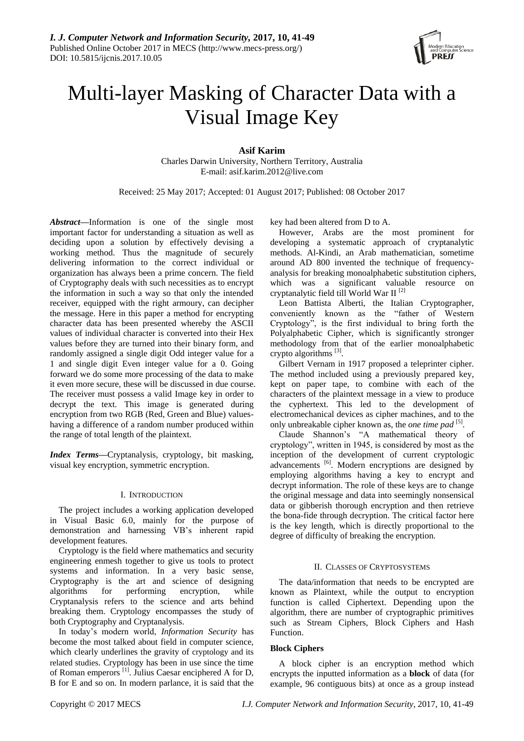# Multi-layer Masking of Character Data with a Visual Image Key

**Asif Karim**

Charles Darwin University, Northern Territory, Australia
E-mail: asif.karim.2012@live.com

Received: 25 May 2017; Accepted: 01 August 2017; Published: 08 October 2017

***Abstract*—**Information is one of the single most important factor for understanding a situation as well as deciding upon a solution by effectively devising a working method. Thus the magnitude of securely delivering information to the correct individual or organization has always been a prime concern. The field of Cryptography deals with such necessities as to encrypt the information in such a way so that only the intended receiver, equipped with the right armoury, can decipher the message. Here in this paper a method for encrypting character data has been presented whereby the ASCII values of individual character is converted into their Hex values before they are turned into their binary form, and randomly assigned a single digit Odd integer value for a 1 and single digit Even integer value for a 0. Going forward we do some more processing of the data to make it even more secure, these will be discussed in due course. The receiver must possess a valid Image key in order to decrypt the text. This image is generated during encryption from two RGB (Red, Green and Blue) values-having a difference of a random number produced within the range of total length of the plaintext.

***Index Terms*—**Cryptanalysis, cryptology, bit masking, visual key encryption, symmetric encryption.

## I. Introduction

The project includes a working application developed in Visual Basic 6.0, mainly for the purpose of demonstration and harnessing VB's inherent rapid development features.

Cryptology is the field where mathematics and security engineering enmesh together to give us tools to protect systems and information. In a very basic sense, Cryptography is the art and science of designing algorithms for performing encryption, while Cryptanalysis refers to the science and arts behind breaking them. Cryptology encompasses the study of both Cryptography and Cryptanalysis.

In today's modern world, *Information Security* has become the most talked about field in computer science, which clearly underlines the gravity of cryptology and its related studies. Cryptology has been in use since the time of Roman emperors [1]. Julius Caesar enciphered A for D, B for E and so on. In modern parlance, it is said that the key had been altered from D to A.

However, Arabs are the most prominent for developing a systematic approach of cryptanalytic methods. Al-Kindi, an Arab mathematician, sometime around AD 800 invented the technique of frequency-analysis for breaking monoalphabetic substitution ciphers, which was a significant valuable resource on cryptanalytic field till World War II [2]

Leon Battista Alberti, the Italian Cryptographer, conveniently known as the "father of Western Cryptology", is the first individual to bring forth the Polyalphabetic Cipher, which is significantly stronger methodology from that of the earlier monoalphabetic crypto algorithms [3].

Gilbert Vernam in 1917 proposed a teleprinter cipher. The method included using a previously prepared key, kept on paper tape, to combine with each of the characters of the plaintext message in a view to produce the cyphertext. This led to the development of electromechanical devices as cipher machines, and to the only unbreakable cipher known as, the *one time pad* [5].

Claude Shannon's "A mathematical theory of cryptology", written in 1945, is considered by most as the inception of the development of current cryptologic advancements [6]. Modern encryptions are designed by employing algorithms having a key to encrypt and decrypt information. The role of these keys are to change the original message and data into seemingly nonsensical data or gibberish thorough encryption and then retrieve the bona-fide through decryption. The critical factor here is the key length, which is directly proportional to the degree of difficulty of breaking the encryption.

## II. Classes of Cryptosystems

The data/information that needs to be encrypted are known as Plaintext, while the output to encryption function is called Ciphertext. Depending upon the algorithm, there are number of cryptographic primitives such as Stream Ciphers, Block Ciphers and Hash Function.

### Block Ciphers

A block cipher is an encryption method which encrypts the inputted information as a **block** of data (for example, 96 contiguous bits) at once as a group instead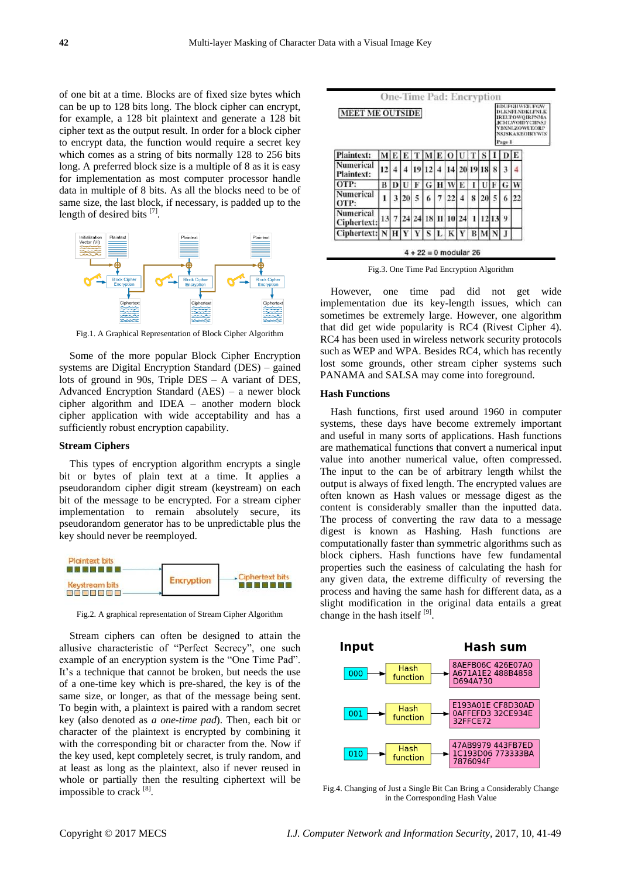of one bit at a time. Blocks are of fixed size bytes which can be up to 128 bits long. The block cipher can encrypt, for example, a 128 bit plaintext and generate a 128 bit cipher text as the output result. In order for a block cipher to encrypt data, the function would require a secret key which comes as a string of bits normally 128 to 256 bits long. A preferred block size is a multiple of 8 as it is easy for implementation as most computer processor handle data in multiple of 8 bits. As all the blocks need to be of same size, the last block, if necessary, is padded up to the length of desired bits [7].

Fig.1. A Graphical Representation of Block Cipher Algorithm

Some of the more popular Block Cipher Encryption systems are Digital Encryption Standard (DES) – gained lots of ground in 90s, Triple DES – A variant of DES, Advanced Encryption Standard (AES) – a newer block cipher algorithm and IDEA – another modern block cipher application with wide acceptability and has a sufficiently robust encryption capability.

### Stream Ciphers

This types of encryption algorithm encrypts a single bit or bytes of plain text at a time. It applies a pseudorandom cipher digit stream (keystream) on each bit of the message to be encrypted. For a stream cipher implementation to remain absolutely secure, its pseudorandom generator has to be unpredictable plus the key should never be reemployed.

Fig.2. A graphical representation of Stream Cipher Algorithm

Stream ciphers can often be designed to attain the allusive characteristic of "Perfect Secrecy", one such example of an encryption system is the "One Time Pad". It's a technique that cannot be broken, but needs the use of a one-time key which is pre-shared, the key is of the same size, or longer, as that of the message being sent. To begin with, a plaintext is paired with a random secret key (also denoted as *a one-time pad*). Then, each bit or character of the plaintext is encrypted by combining it with the corresponding bit or character from the. Now if the key used, kept completely secret, is truly random, and at least as long as the plaintext, also if never reused in whole or partially then the resulting ciphertext will be impossible to crack [8].

One-Time Pad: Encryption

MEET ME OUTSIDE

| Plaintext: | M | E | E | T | M | E | O | U | T | S | I | D | E |
|---|---|---|---|---|---|---|---|---|---|---|---|---|---|
| Numerical Plaintext: | 12 | 4 | 4 | 19 | 12 | 4 | 14 | 20 | 19 | 18 | 8 | 3 | 4 |
| OTP: | B | D | U | F | G | H | W | E | I | U | F | G | W |
| Numerical OTP: | 1 | 3 | 20 | 5 | 6 | 7 | 22 | 4 | 8 | 20 | 5 | 6 | 22 |
| Numerical Ciphertext: | 13 | 7 | 24 | 24 | 18 | 11 | 10 | 24 | 1 | 12 | 13 | 9 | |
| Ciphertext: | N | H | Y | Y | S | L | K | Y | B | M | N | J | |

4 + 22 = 0 modular 26

Fig.3. One Time Pad Encryption Algorithm

However, one time pad did not get wide implementation due its key-length issues, which can sometimes be extremely large. However, one algorithm that did get wide popularity is RC4 (Rivest Cipher 4). RC4 has been used in wireless network security protocols such as WEP and WPA. Besides RC4, which has recently lost some grounds, other stream cipher systems such PANAMA and SALSA may come into foreground.

### Hash Functions

Hash functions, first used around 1960 in computer systems, these days have become extremely important and useful in many sorts of applications. Hash functions are mathematical functions that convert a numerical input value into another numerical value, often compressed. The input to the can be of arbitrary length whilst the output is always of fixed length. The encrypted values are often known as Hash values or message digest as the content is considerably smaller than the inputted data. The process of converting the raw data to a message digest is known as Hashing. Hash functions are computationally faster than symmetric algorithms such as block ciphers. Hash functions have few fundamental properties such the easiness of calculating the hash for any given data, the extreme difficulty of reversing the process and having the same hash for different data, as a slight modification in the original data entails a great change in the hash itself [9].

| Input | | Hash sum |
|---|---|---|
| 000 | Hash function | 8AEFB06C 426E07A0 A671A1E2 488B4858 D694A730 |
| 001 | Hash function | E193A01E CF8D30AD 0AFFEFD3 32CE934E 32FFCE72 |
| 010 | Hash function | 47AB9979 443FB7ED 1C193D06 773333BA 7876094F |

Fig.4. Changing of Just a Single Bit Can Bring a Considerably Change in the Corresponding Hash Value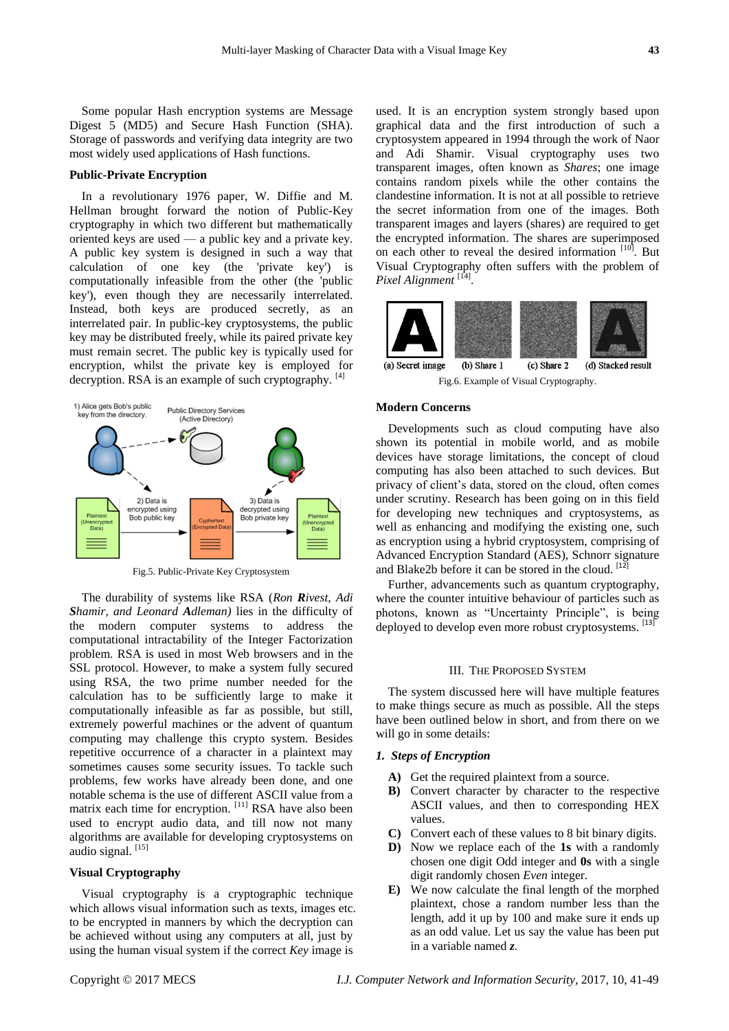Some popular Hash encryption systems are Message Digest 5 (MD5) and Secure Hash Function (SHA). Storage of passwords and verifying data integrity are two most widely used applications of Hash functions.

**Public-Private Encryption**

In a revolutionary 1976 paper, W. Diffie and M. Hellman brought forward the notion of Public-Key cryptography in which two different but mathematically oriented keys are used — a public key and a private key. A public key system is designed in such a way that calculation of one key (the 'private key') is computationally infeasible from the other (the 'public key'), even though they are necessarily interrelated. Instead, both keys are produced secretly, as an interrelated pair. In public-key cryptosystems, the public key may be distributed freely, while its paired private key must remain secret. The public key is typically used for encryption, whilst the private key is employed for decryption. RSA is an example of such cryptography. [4]

Fig.5. Public-Private Key Cryptosystem

The durability of systems like RSA (*Ron **R**ivest, Adi **S**hamir, and Leonard **A**dleman)* lies in the difficulty of the modern computer systems to address the computational intractability of the Integer Factorization problem. RSA is used in most Web browsers and in the SSL protocol. However, to make a system fully secured using RSA, the two prime number needed for the calculation has to be sufficiently large to make it computationally infeasible as far as possible, but still, extremely powerful machines or the advent of quantum computing may challenge this crypto system. Besides repetitive occurrence of a character in a plaintext may sometimes causes some security issues. To tackle such problems, few works have already been done, and one notable schema is the use of different ASCII value from a matrix each time for encryption. [11] RSA have also been used to encrypt audio data, and till now not many algorithms are available for developing cryptosystems on audio signal. [15]

**Visual Cryptography**

Visual cryptography is a cryptographic technique which allows visual information such as texts, images etc. to be encrypted in manners by which the decryption can be achieved without using any computers at all, just by using the human visual system if the correct *Key* image is used. It is an encryption system strongly based upon graphical data and the first introduction of such a cryptosystem appeared in 1994 through the work of Naor and Adi Shamir. Visual cryptography uses two transparent images, often known as *Shares*; one image contains random pixels while the other contains the clandestine information. It is not at all possible to retrieve the secret information from one of the images. Both transparent images and layers (shares) are required to get the encrypted information. The shares are superimposed on each other to reveal the desired information [10]. But Visual Cryptography often suffers with the problem of *Pixel Alignment* [14].

(a) Secret image (b) Share 1 (c) Share 2 (d) Stacked result

Fig.6. Example of Visual Cryptography.

**Modern Concerns**

Developments such as cloud computing have also shown its potential in mobile world, and as mobile devices have storage limitations, the concept of cloud computing has also been attached to such devices. But privacy of client's data, stored on the cloud, often comes under scrutiny. Research has been going on in this field for developing new techniques and cryptosystems, as well as enhancing and modifying the existing one, such as encryption using a hybrid cryptosystem, comprising of Advanced Encryption Standard (AES), Schnorr signature and Blake2b before it can be stored in the cloud. [12]

Further, advancements such as quantum cryptography, where the counter intuitive behaviour of particles such as photons, known as "Uncertainty Principle", is being deployed to develop even more robust cryptosystems. [13]

## III. The Proposed System

The system discussed here will have multiple features to make things secure as much as possible. All the steps have been outlined below in short, and from there on we will go in some details:

### *1. Steps of Encryption*

- **A)** Get the required plaintext from a source.
- **B)** Convert character by character to the respective ASCII values, and then to corresponding HEX values.
- **C)** Convert each of these values to 8 bit binary digits.
- **D)** Now we replace each of the **1s** with a randomly chosen one digit Odd integer and **0s** with a single digit randomly chosen *Even* integer.
- **E)** We now calculate the final length of the morphed plaintext, chose a random number less than the length, add it up by 100 and make sure it ends up as an odd value. Let us say the value has been put in a variable named ***z***.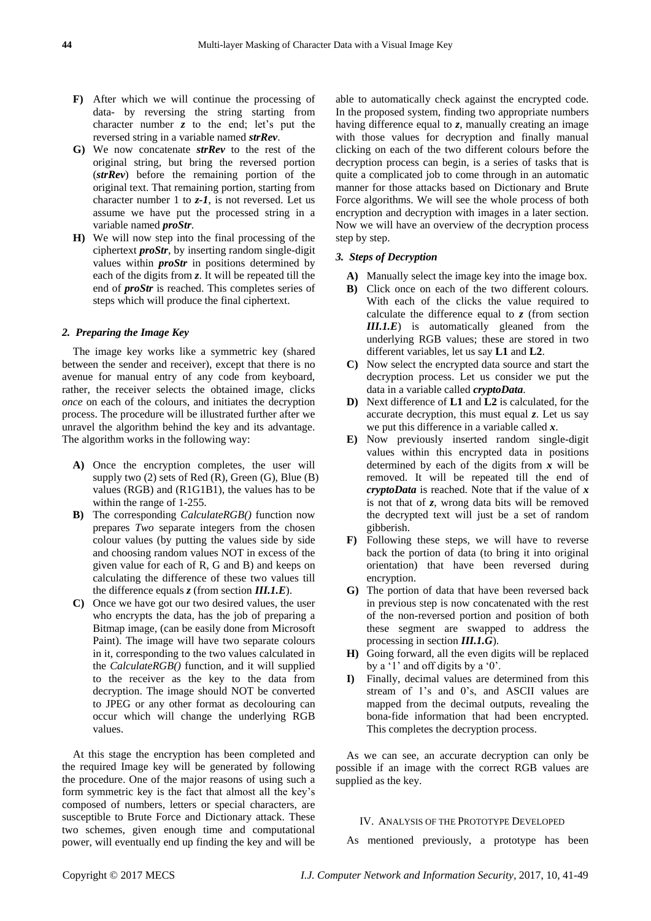- **F)** After which we will continue the processing of data- by reversing the string starting from character number ***z*** to the end; let's put the reversed string in a variable named ***strRev***.
- **G)** We now concatenate ***strRev*** to the rest of the original string, but bring the reversed portion (***strRev***) before the remaining portion of the original text. That remaining portion, starting from character number 1 to ***z-1***, is not reversed. Let us assume we have put the processed string in a variable named ***proStr***.
- **H)** We will now step into the final processing of the ciphertext ***proStr***, by inserting random single-digit values within ***proStr*** in positions determined by each of the digits from ***z***. It will be repeated till the end of ***proStr*** is reached. This completes series of steps which will produce the final ciphertext.

### *2. Preparing the Image Key*

The image key works like a symmetric key (shared between the sender and receiver), except that there is no avenue for manual entry of any code from keyboard, rather, the receiver selects the obtained image, clicks *once* on each of the colours, and initiates the decryption process. The procedure will be illustrated further after we unravel the algorithm behind the key and its advantage. The algorithm works in the following way:

- **A)** Once the encryption completes, the user will supply two (2) sets of Red (R), Green (G), Blue (B) values (RGB) and (R1G1B1), the values has to be within the range of 1-255.
- **B)** The corresponding *CalculateRGB()* function now prepares *Two* separate integers from the chosen colour values (by putting the values side by side and choosing random values NOT in excess of the given value for each of R, G and B) and keeps on calculating the difference of these two values till the difference equals ***z*** (from section ***III.1.E***).
- **C)** Once we have got our two desired values, the user who encrypts the data, has the job of preparing a Bitmap image, (can be easily done from Microsoft Paint). The image will have two separate colours in it, corresponding to the two values calculated in the *CalculateRGB()* function, and it will supplied to the receiver as the key to the data from decryption. The image should NOT be converted to JPEG or any other format as decolouring can occur which will change the underlying RGB values.

At this stage the encryption has been completed and the required Image key will be generated by following the procedure. One of the major reasons of using such a form symmetric key is the fact that almost all the key's composed of numbers, letters or special characters, are susceptible to Brute Force and Dictionary attack. These two schemes, given enough time and computational power, will eventually end up finding the key and will be able to automatically check against the encrypted code. In the proposed system, finding two appropriate numbers having difference equal to ***z***, manually creating an image with those values for decryption and finally manual clicking on each of the two different colours before the decryption process can begin, is a series of tasks that is quite a complicated job to come through in an automatic manner for those attacks based on Dictionary and Brute Force algorithms. We will see the whole process of both encryption and decryption with images in a later section. Now we will have an overview of the decryption process step by step.

### *3. Steps of Decryption*

- **A)** Manually select the image key into the image box.
- **B)** Click once on each of the two different colours. With each of the clicks the value required to calculate the difference equal to ***z*** (from section ***III.1.E***) is automatically gleaned from the underlying RGB values; these are stored in two different variables, let us say **L1** and **L2**.
- **C)** Now select the encrypted data source and start the decryption process. Let us consider we put the data in a variable called ***cryptoData***.
- **D)** Next difference of **L1** and **L2** is calculated, for the accurate decryption, this must equal ***z***. Let us say we put this difference in a variable called ***x***.
- **E)** Now previously inserted random single-digit values within this encrypted data in positions determined by each of the digits from ***x*** will be removed. It will be repeated till the end of ***cryptoData*** is reached. Note that if the value of ***x*** is not that of ***z***, wrong data bits will be removed the decrypted text will just be a set of random gibberish.
- **F)** Following these steps, we will have to reverse back the portion of data (to bring it into original orientation) that have been reversed during encryption.
- **G)** The portion of data that have been reversed back in previous step is now concatenated with the rest of the non-reversed portion and position of both these segment are swapped to address the processing in section ***III.1.G***).
- **H)** Going forward, all the even digits will be replaced by a '1' and off digits by a '0'.
- **I)** Finally, decimal values are determined from this stream of 1's and 0's, and ASCII values are mapped from the decimal outputs, revealing the bona-fide information that had been encrypted. This completes the decryption process.

As we can see, an accurate decryption can only be possible if an image with the correct RGB values are supplied as the key.

## IV. Analysis of the Prototype Developed

As mentioned previously, a prototype has been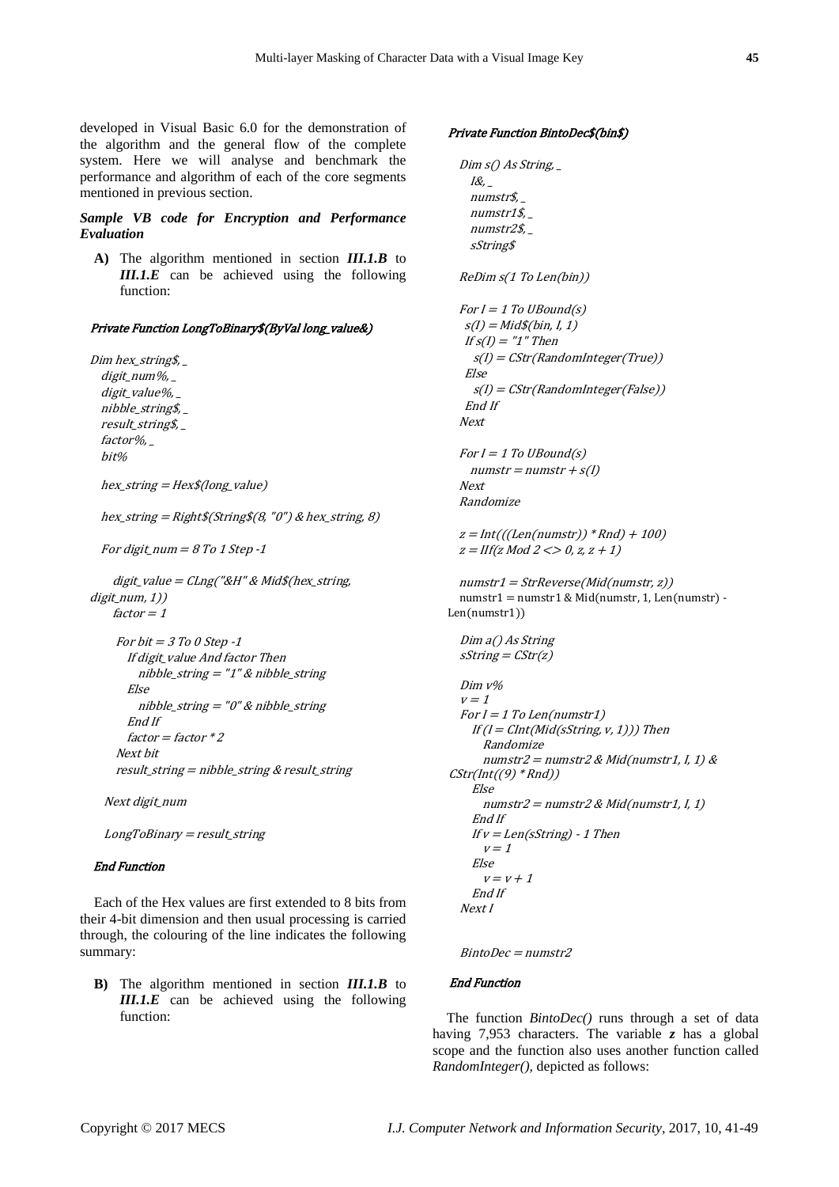developed in Visual Basic 6.0 for the demonstration of the algorithm and the general flow of the complete system. Here we will analyse and benchmark the performance and algorithm of each of the core segments mentioned in previous section.

***Sample VB code for Encryption and Performance Evaluation***

**A)** The algorithm mentioned in section ***III.1.B*** to ***III.1.E*** can be achieved using the following function:

```
Private Function LongToBinary$(ByVal long_value&)

Dim hex_string$, _
  digit_num%, _
  digit_value%, _
  nibble_string$, _
  result_string$, _
  factor%, _
  bit%

  hex_string = Hex$(long_value)

  hex_string = Right$(String$(8, "0") & hex_string, 8)

  For digit_num = 8 To 1 Step -1

    digit_value = CLng("&H" & Mid$(hex_string,
digit_num, 1))
    factor = 1

    For bit = 3 To 0 Step -1
      If digit_value And factor Then
        nibble_string = "1" & nibble_string
      Else
        nibble_string = "0" & nibble_string
      End If
      factor = factor * 2
    Next bit
    result_string = nibble_string & result_string

  Next digit_num

  LongToBinary = result_string

End Function
```

Each of the Hex values are first extended to 8 bits from their 4-bit dimension and then usual processing is carried through, the colouring of the line indicates the following summary:

**B)** The algorithm mentioned in section ***III.1.B*** to ***III.1.E*** can be achieved using the following function:

```
Private Function BintoDec$(bin$)

  Dim s() As String, _
    I&, _
    numstr$, _
    numstr1$, _
    numstr2$, _
    sString$

  ReDim s(1 To Len(bin))

  For I = 1 To UBound(s)
   s(I) = Mid$(bin, I, 1)
   If s(I) = "1" Then
     s(I) = CStr(RandomInteger(True))
   Else
     s(I) = CStr(RandomInteger(False))
   End If
  Next

  For I = 1 To UBound(s)
    numstr = numstr + s(I)
  Next
  Randomize

  z = Int(((Len(numstr)) * Rnd) + 100)
  z = IIf(z Mod 2 <> 0, z, z + 1)

  numstr1 = StrReverse(Mid(numstr, z))
  numstr1 = numstr1 & Mid(numstr, 1, Len(numstr) -
Len(numstr1))

  Dim a() As String
  sString = CStr(z)

  Dim v%
  v = 1
  For I = 1 To Len(numstr1)
    If (I = CInt(Mid(sString, v, 1))) Then
      Randomize
      numstr2 = numstr2 & Mid(numstr1, I, 1) &
CStr(Int((9) * Rnd))
    Else
      numstr2 = numstr2 & Mid(numstr1, I, 1)
    End If
    If v = Len(sString) - 1 Then
      v = 1
    Else
      v = v + 1
    End If
  Next I

  BintoDec = numstr2

End Function
```

The function *BintoDec()* runs through a set of data having 7,953 characters. The variable ***z*** has a global scope and the function also uses another function called *RandomInteger()*, depicted as follows: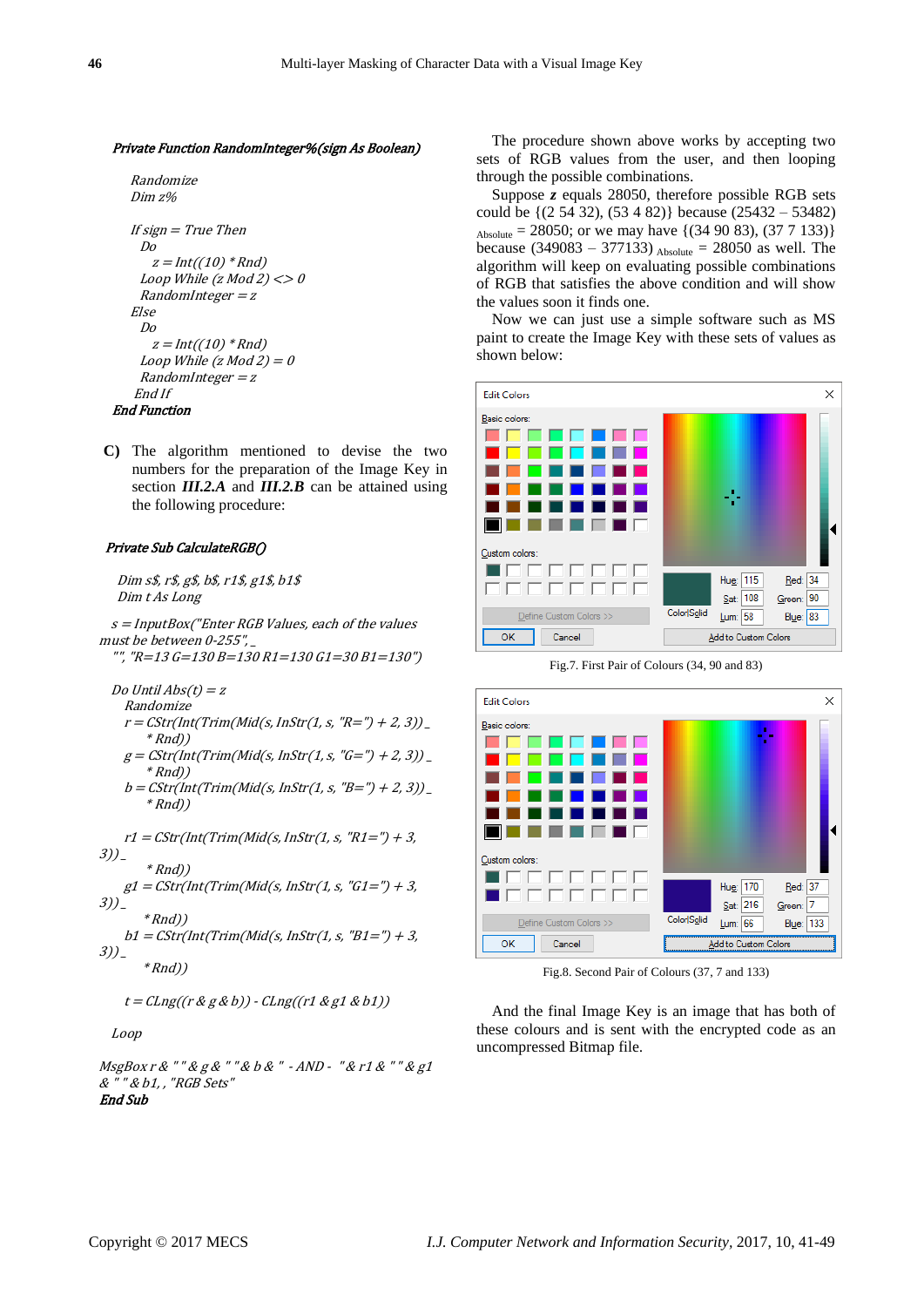```
Private Function RandomInteger%(sign As Boolean)

    Randomize
    Dim z%

    If sign = True Then
        Do
            z = Int((10) * Rnd)
        Loop While (z Mod 2) <> 0
        RandomInteger = z
    Else
        Do
            z = Int((10) * Rnd)
        Loop While (z Mod 2) = 0
        RandomInteger = z
    End If
End Function
```

**C)** The algorithm mentioned to devise the two numbers for the Image Key in section ***III.2.A*** and ***III.2.B*** can be attained using the following procedure:

```
Private Sub CalculateRGB()

    Dim s$, r$, g$, b$, r1$, g1$, b1$
    Dim t As Long

    s = InputBox("Enter RGB Values, each of the values must be between 0-255", _
    "", "R=13 G=130 B=130 R1=130 G1=30 B1=130")

    Do Until Abs(t) = z
        Randomize
        r = CStr(Int(Trim(Mid(s, InStr(1, s, "R=") + 2, 3)) _
            * Rnd))
        g = CStr(Int(Trim(Mid(s, InStr(1, s, "G=") + 2, 3)) _
            * Rnd))
        b = CStr(Int(Trim(Mid(s, InStr(1, s, "B=") + 2, 3)) _
            * Rnd))

        r1 = CStr(Int(Trim(Mid(s, InStr(1, s, "R1=") + 3, 3)) _
            * Rnd))
        g1 = CStr(Int(Trim(Mid(s, InStr(1, s, "G1=") + 3, 3)) _
            * Rnd))
        b1 = CStr(Int(Trim(Mid(s, InStr(1, s, "B1=") + 3, 3)) _
            * Rnd))

        t = CLng((r & g & b)) - CLng((r1 & g1 & b1))

    Loop

    MsgBox r & " " & g & " " & b & " - AND - " & r1 & " " & g1 & " " & b1, , "RGB Sets"
End Sub
```

The procedure shown above works by accepting two sets of RGB values from the user, and then looping through the possible combinations.

Suppose ***z*** equals 28050, therefore possible RGB sets could be {(2 54 32), (53 4 82)} because $(25432 - 53482)_{\text{Absolute}} = 28050$; or we may have {(34 90 83), (37 7 133)} because $(349083 - 377133)_{\text{Absolute}} = 28050$ as well. The algorithm will keep on evaluating possible combinations of RGB that satisfies the above condition and will show the values soon it finds one.

Now we can just use a simple software such as MS paint to create the Image Key with these sets of values as shown below:

Fig.7. First Pair of Colours (34, 90 and 83)

Fig.8. Second Pair of Colours (37, 7 and 133)

And the final Image Key is an image that has both of these colours and is sent with the encrypted code as an uncompressed Bitmap file.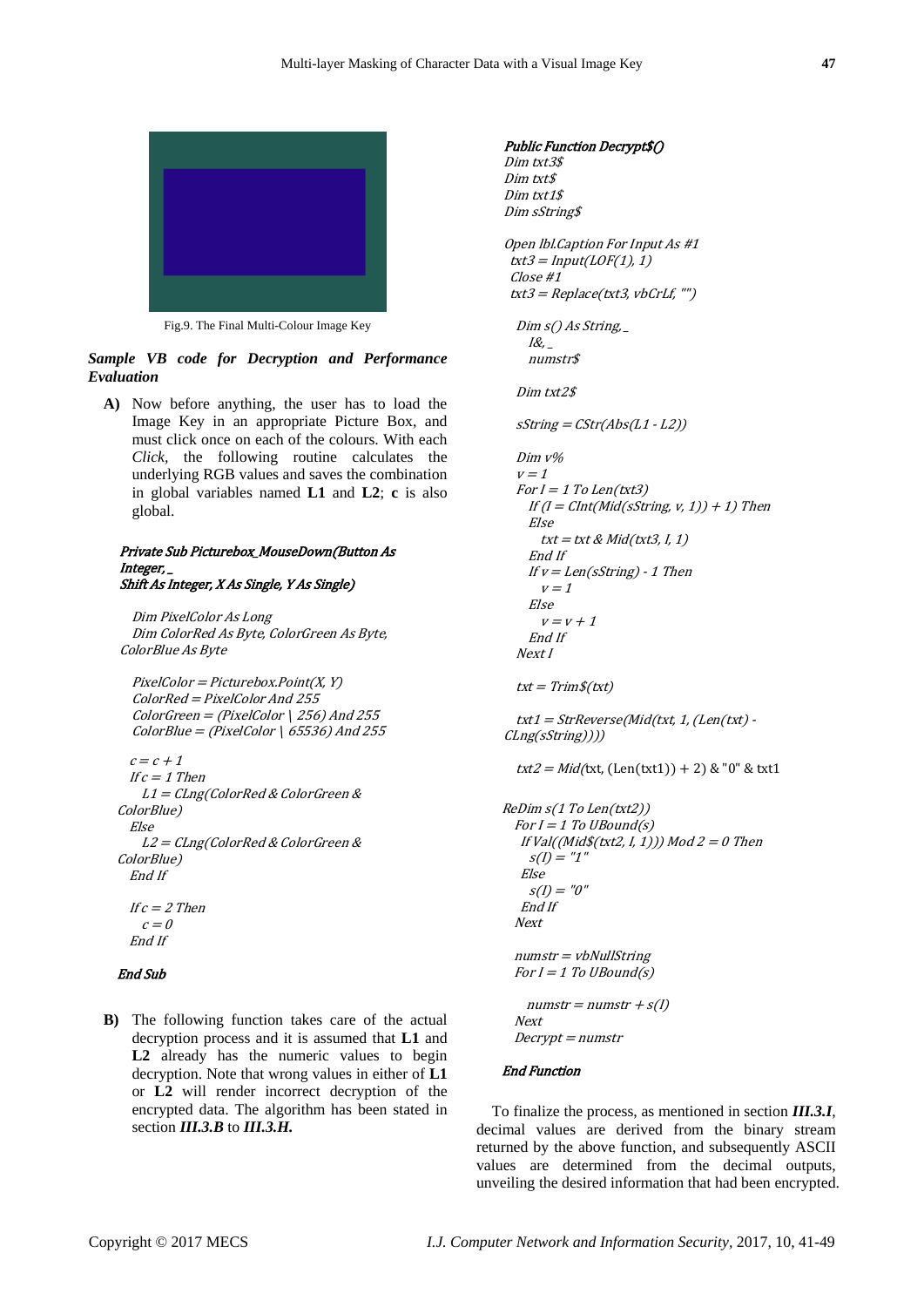Fig.9. The Final Multi-Colour Image Key

***Sample VB code for Decryption and Performance Evaluation***

**A)** Now before anything, the user has to load the Image Key in an appropriate Picture Box, and must click once on each of the colours. With each *Click*, the following routine calculates the underlying RGB values and saves the combination in global variables named **L1** and **L2**; **c** is also global.

```
Private Sub Picturebox_MouseDown(Button As Integer, _
Shift As Integer, X As Single, Y As Single)

  Dim PixelColor As Long
  Dim ColorRed As Byte, ColorGreen As Byte, ColorBlue As Byte

  PixelColor = Picturebox.Point(X, Y)
  ColorRed = PixelColor And 255
  ColorGreen = (PixelColor \ 256) And 255
  ColorBlue = (PixelColor \ 65536) And 255

  c = c + 1
  If c = 1 Then
    L1 = CLng(ColorRed & ColorGreen & ColorBlue)
  Else
    L2 = CLng(ColorRed & ColorGreen & ColorBlue)
  End If

  If c = 2 Then
    c = 0
  End If

End Sub
```

**B)** The following function takes care of the actual decryption process and it is assumed that **L1** and **L2** already has the numeric values to begin decryption. Note that wrong values in either of **L1** or **L2** will render incorrect decryption of the encrypted data. The algorithm has been stated in section ***III.3.B*** to ***III.3.H.***

```
Public Function Decrypt$()
Dim txt3$
Dim txt$
Dim txt1$
Dim sString$

Open lbl.Caption For Input As #1
 txt3 = Input(LOF(1), 1)
 Close #1
 txt3 = Replace(txt3, vbCrLf, "")

  Dim s() As String, _
    I&, _
    numstr$

  Dim txt2$

  sString = CStr(Abs(L1 - L2))

  Dim v%
  v = 1
  For I = 1 To Len(txt3)
    If (I = CInt(Mid(sString, v, 1)) + 1) Then
    Else
      txt = txt & Mid(txt3, I, 1)
    End If
    If v = Len(sString) - 1 Then
      v = 1
    Else
      v = v + 1
    End If
  Next I

  txt = Trim$(txt)

  txt1 = StrReverse(Mid(txt, 1, (Len(txt) - CLng(sString))))

  txt2 = Mid(txt, (Len(txt1)) + 2) & "0" & txt1

ReDim s(1 To Len(txt2))
  For I = 1 To UBound(s)
   If Val((Mid$(txt2, I, 1))) Mod 2 = 0 Then
    s(I) = "1"
   Else
    s(I) = "0"
   End If
  Next

  numstr = vbNullString
  For I = 1 To UBound(s)

    numstr = numstr + s(I)
  Next
  Decrypt = numstr

End Function
```

To finalize the process, as mentioned in section ***III.3.I***, decimal values are derived from the binary stream returned by the above function, and subsequently ASCII values are determined from the decimal outputs, unveiling the desired information that had been encrypted.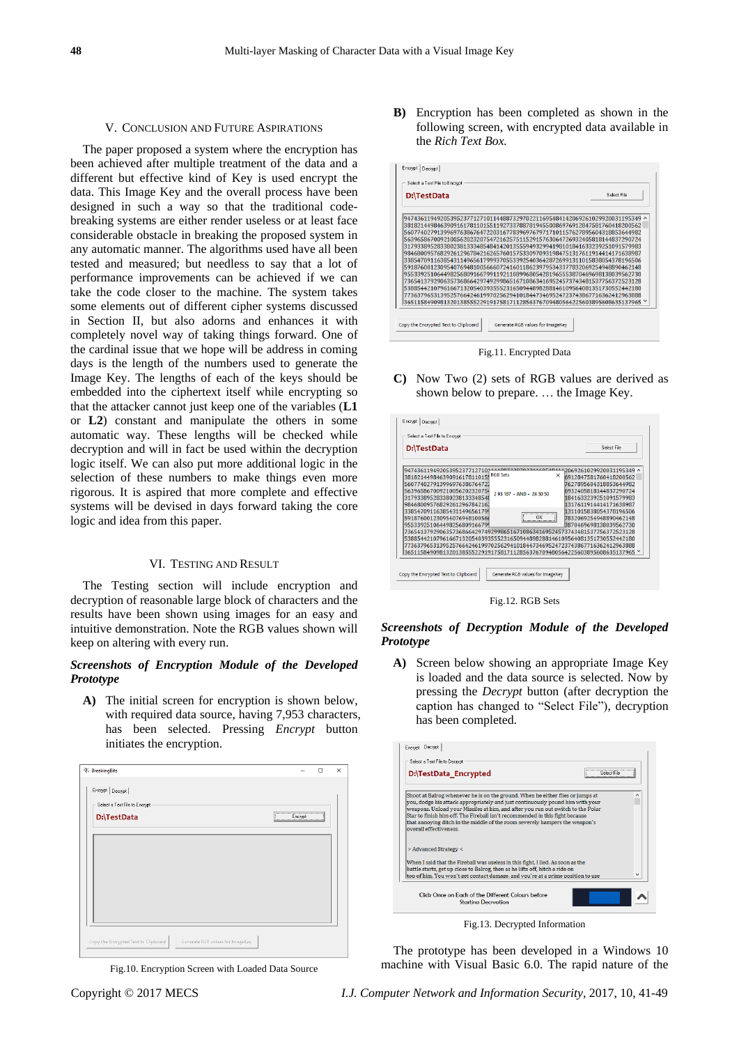## V. CONCLUSION AND FUTURE ASPIRATIONS

The paper proposed a system where the encryption has been achieved after multiple treatment of the data and a different but effective kind of Key is used encrypt the data. This Image Key and the overall process have been designed in such a way so that the traditional code-breaking systems are either render useless or at least face considerable obstacle in breaking the proposed system in any automatic manner. The algorithms used have all been tested and measured; but needless to say that a lot of performance improvements can be achieved if we can take the code closer to the machine. The system takes some elements out of different cipher systems discussed in Section II, but also adorns and enhances it with completely novel way of taking things forward. One of the cardinal issue that we hope will be address in coming days is the length of the numbers used to generate the Image Key. The lengths of each of the keys should be embedded into the ciphertext itself while encrypting so that the attacker cannot just keep one of the variables (**L1** or **L2**) constant and manipulate the others in some automatic way. These lengths will be checked while decryption and will in fact be used within the decryption logic itself. We can also put more additional logic in the selection of these numbers to make things even more rigorous. It is aspired that more complete and effective systems will be devised in days taking forward the core logic and idea from this paper.

## VI. TESTING AND RESULT

The Testing section will include encryption and decryption of reasonable large block of characters and the results have been shown using images for an easy and intuitive demonstration. Note the RGB values shown will keep on altering with every run.

***Screenshots of Encryption Module of the Developed Prototype***

**A)** The initial screen for encryption is shown below, with required data source, having 7,953 characters, has been selected. Pressing *Encrypt* button initiates the encryption.

Fig.10. Encryption Screen with Loaded Data Source

**B)** Encryption has been completed as shown in the following screen, with encrypted data available in the *Rich Text Box.*

Fig.11. Encrypted Data

**C)** Now Two (2) sets of RGB values are derived as shown below to prepare. … the Image Key.

Fig.12. RGB Sets

***Screenshots of Decryption Module of the Developed Prototype***

**A)** Screen below showing an appropriate Image Key is loaded and the data source is selected. Now by pressing the *Decrypt* button (after decryption the caption has changed to "Select File"), decryption has been completed.

Fig.13. Decrypted Information

The prototype has been developed in a Windows 10 machine with Visual Basic 6.0. The rapid nature of the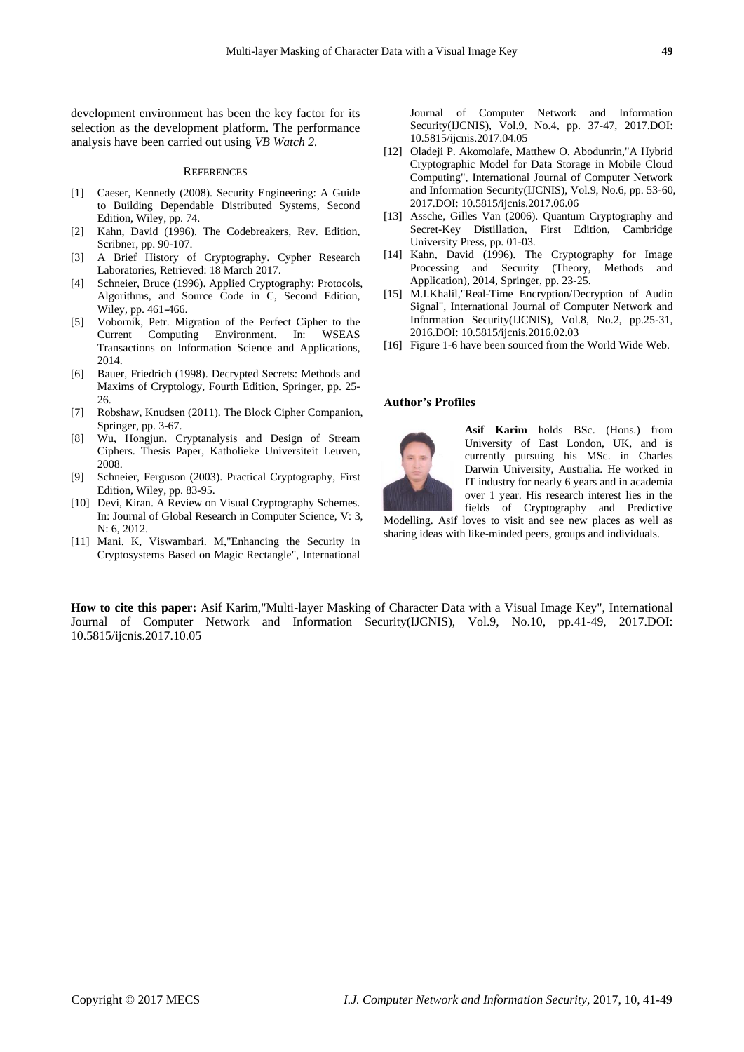development environment has been the key factor for its selection as the development platform. The performance analysis have been carried out using *VB Watch 2.*

## REFERENCES

[1] Caeser, Kennedy (2008). Security Engineering: A Guide to Building Dependable Distributed Systems, Second Edition, Wiley, pp. 74.

[2] Kahn, David (1996). The Codebreakers, Rev. Edition, Scribner, pp. 90-107.

[3] A Brief History of Cryptography. Cypher Research Laboratories, Retrieved: 18 March 2017.

[4] Schneier, Bruce (1996). Applied Cryptography: Protocols, Algorithms, and Source Code in C, Second Edition, Wiley, pp. 461-466.

[5] Voborník, Petr. Migration of the Perfect Cipher to the Current Computing Environment. In: WSEAS Transactions on Information Science and Applications, 2014.

[6] Bauer, Friedrich (1998). Decrypted Secrets: Methods and Maxims of Cryptology, Fourth Edition, Springer, pp. 25-26.

[7] Robshaw, Knudsen (2011). The Block Cipher Companion, Springer, pp. 3-67.

[8] Wu, Hongjun. Cryptanalysis and Design of Stream Ciphers. Thesis Paper, Katholieke Universiteit Leuven, 2008.

[9] Schneier, Ferguson (2003). Practical Cryptography, First Edition, Wiley, pp. 83-95.

[10] Devi, Kiran. A Review on Visual Cryptography Schemes. In: Journal of Global Research in Computer Science, V: 3, N: 6, 2012.

[11] Mani. K, Viswambari. M,"Enhancing the Security in Cryptosystems Based on Magic Rectangle", International Journal of Computer Network and Information Security(IJCNIS), Vol.9, No.4, pp. 37-47, 2017.DOI: 10.5815/ijcnis.2017.04.05

[12] Oladeji P. Akomolafe, Matthew O. Abodunrin,"A Hybrid Cryptographic Model for Data Storage in Mobile Cloud Computing", International Journal of Computer Network and Information Security(IJCNIS), Vol.9, No.6, pp. 53-60, 2017.DOI: 10.5815/ijcnis.2017.06.06

[13] Assche, Gilles Van (2006). Quantum Cryptography and Secret-Key Distillation, First Edition, Cambridge University Press, pp. 01-03.

[14] Kahn, David (1996). The Cryptography for Image Processing and Security (Theory, Methods and Application), 2014, Springer, pp. 23-25.

[15] M.I.Khalil,"Real-Time Encryption/Decryption of Audio Signal", International Journal of Computer Network and Information Security(IJCNIS), Vol.8, No.2, pp.25-31, 2016.DOI: 10.5815/ijcnis.2016.02.03

[16] Figure 1-6 have been sourced from the World Wide Web.

### Author's Profiles

**Asif Karim** holds BSc. (Hons.) from University of East London, UK, and is currently pursuing his MSc. in Charles Darwin University, Australia. He worked in IT industry for nearly 6 years and in academia over 1 year. His research interest lies in the fields of Cryptography and Predictive Modelling. Asif loves to visit and see new places as well as sharing ideas with like-minded peers, groups and individuals.

**How to cite this paper:** Asif Karim,"Multi-layer Masking of Character Data with a Visual Image Key", International Journal of Computer Network and Information Security(IJCNIS), Vol.9, No.10, pp.41-49, 2017.DOI: 10.5815/ijcnis.2017.10.05